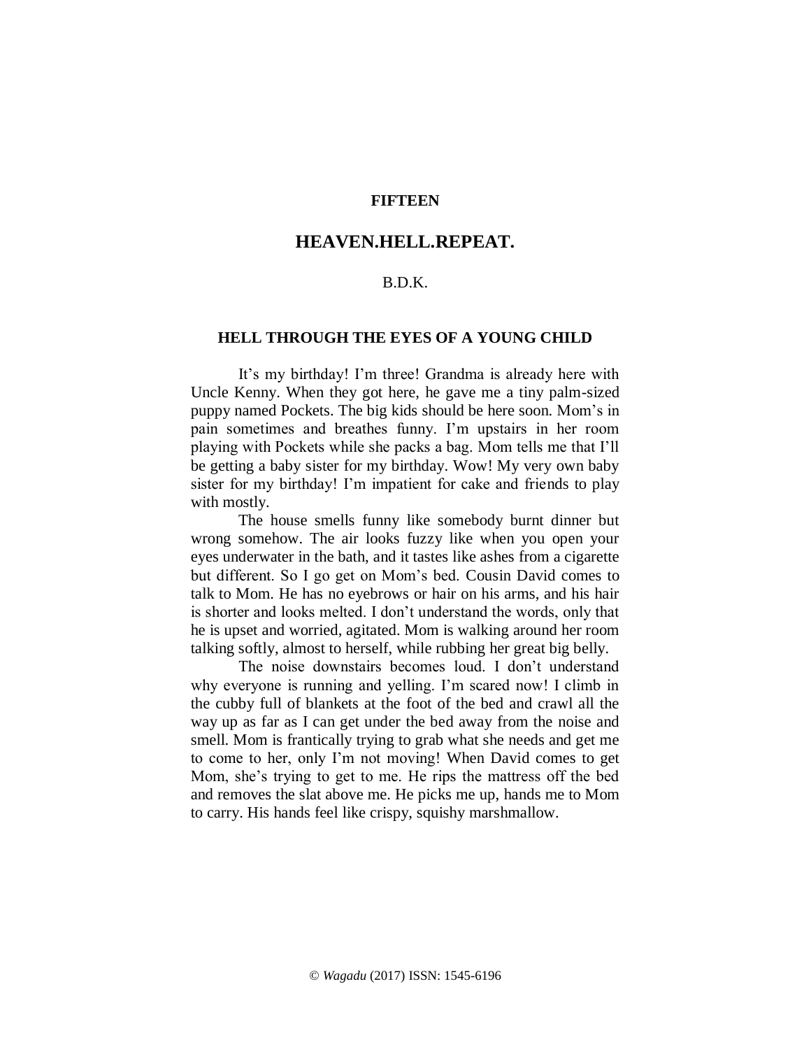**FIFTEEN**

# HEAVEN.HELL.REPEAT.

B.D.K.

## HELL THROUGH THE EYES OF A YOUNG CHILD

It's my birthday! I'm three! Grandma is already here with Uncle Kenny. When they got here, he gave me a tiny palm-sized puppy named Pockets. The big kids should be here soon. Mom's in pain sometimes and breathes funny. I'm upstairs in her room playing with Pockets while she packs a bag. Mom tells me that I'll be getting a baby sister for my birthday. Wow! My very own baby sister for my birthday! I'm impatient for cake and friends to play with mostly.

The house smells funny like somebody burnt dinner but wrong somehow. The air looks fuzzy like when you open your eyes underwater in the bath, and it tastes like ashes from a cigarette but different. So I go get on Mom's bed. Cousin David comes to talk to Mom. He has no eyebrows or hair on his arms, and his hair is shorter and looks melted. I don't understand the words, only that he is upset and worried, agitated. Mom is walking around her room talking softly, almost to herself, while rubbing her great big belly.

The noise downstairs becomes loud. I don't understand why everyone is running and yelling. I'm scared now! I climb in the cubby full of blankets at the foot of the bed and crawl all the way up as far as I can get under the bed away from the noise and smell. Mom is frantically trying to grab what she needs and get me to come to her, only I'm not moving! When David comes to get Mom, she's trying to get to me. He rips the mattress off the bed and removes the slat above me. He picks me up, hands me to Mom to carry. His hands feel like crispy, squishy marshmallow.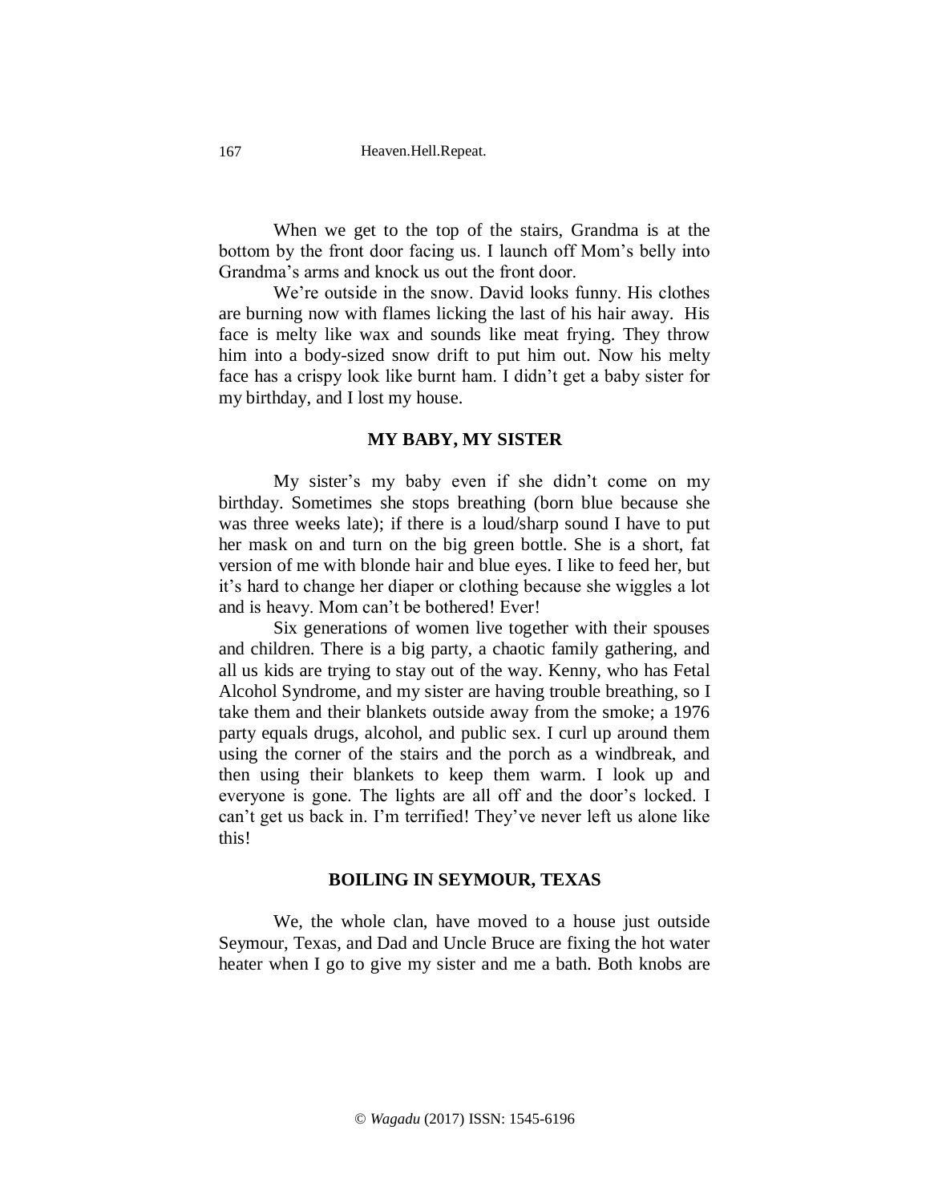When we get to the top of the stairs, Grandma is at the bottom by the front door facing us. I launch off Mom's belly into Grandma's arms and knock us out the front door.

We're outside in the snow. David looks funny. His clothes are burning now with flames licking the last of his hair away. His face is melty like wax and sounds like meat frying. They throw him into a body-sized snow drift to put him out. Now his melty face has a crispy look like burnt ham. I didn't get a baby sister for my birthday, and I lost my house.

## MY BABY, MY SISTER

My sister's my baby even if she didn't come on my birthday. Sometimes she stops breathing (born blue because she was three weeks late); if there is a loud/sharp sound I have to put her mask on and turn on the big green bottle. She is a short, fat version of me with blonde hair and blue eyes. I like to feed her, but it's hard to change her diaper or clothing because she wiggles a lot and is heavy. Mom can't be bothered! Ever!

Six generations of women live together with their spouses and children. There is a big party, a chaotic family gathering, and all us kids are trying to stay out of the way. Kenny, who has Fetal Alcohol Syndrome, and my sister are having trouble breathing, so I take them and their blankets outside away from the smoke; a 1976 party equals drugs, alcohol, and public sex. I curl up around them using the corner of the stairs and the porch as a windbreak, and then using their blankets to keep them warm. I look up and everyone is gone. The lights are all off and the door's locked. I can't get us back in. I'm terrified! They've never left us alone like this!

## BOILING IN SEYMOUR, TEXAS

We, the whole clan, have moved to a house just outside Seymour, Texas, and Dad and Uncle Bruce are fixing the hot water heater when I go to give my sister and me a bath. Both knobs are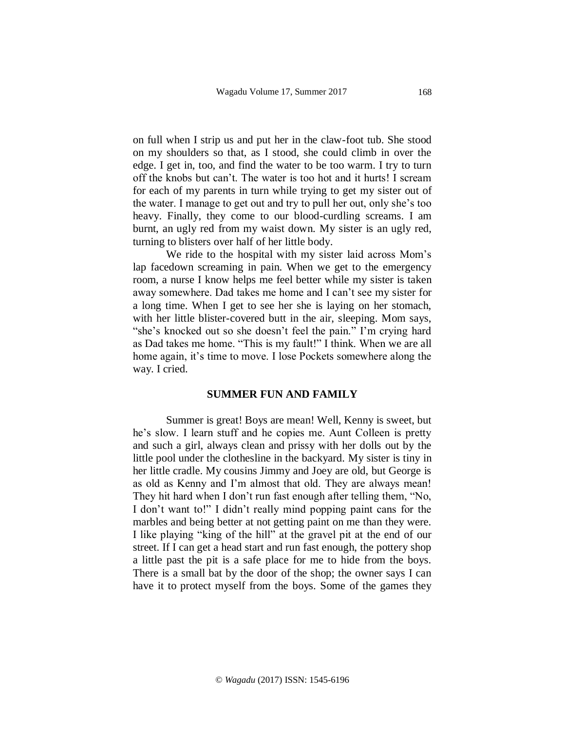on full when I strip us and put her in the claw-foot tub. She stood on my shoulders so that, as I stood, she could climb in over the edge. I get in, too, and find the water to be too warm. I try to turn off the knobs but can't. The water is too hot and it hurts! I scream for each of my parents in turn while trying to get my sister out of the water. I manage to get out and try to pull her out, only she's too heavy. Finally, they come to our blood-curdling screams. I am burnt, an ugly red from my waist down. My sister is an ugly red, turning to blisters over half of her little body.

We ride to the hospital with my sister laid across Mom's lap facedown screaming in pain. When we get to the emergency room, a nurse I know helps me feel better while my sister is taken away somewhere. Dad takes me home and I can't see my sister for a long time. When I get to see her she is laying on her stomach, with her little blister-covered butt in the air, sleeping. Mom says, "she's knocked out so she doesn't feel the pain." I'm crying hard as Dad takes me home. "This is my fault!" I think. When we are all home again, it's time to move. I lose Pockets somewhere along the way. I cried.

## SUMMER FUN AND FAMILY

Summer is great! Boys are mean! Well, Kenny is sweet, but he's slow. I learn stuff and he copies me. Aunt Colleen is pretty and such a girl, always clean and prissy with her dolls out by the little pool under the clothesline in the backyard. My sister is tiny in her little cradle. My cousins Jimmy and Joey are old, but George is as old as Kenny and I'm almost that old. They are always mean! They hit hard when I don't run fast enough after telling them, "No, I don't want to!" I didn't really mind popping paint cans for the marbles and being better at not getting paint on me than they were. I like playing "king of the hill" at the gravel pit at the end of our street. If I can get a head start and run fast enough, the pottery shop a little past the pit is a safe place for me to hide from the boys. There is a small bat by the door of the shop; the owner says I can have it to protect myself from the boys. Some of the games they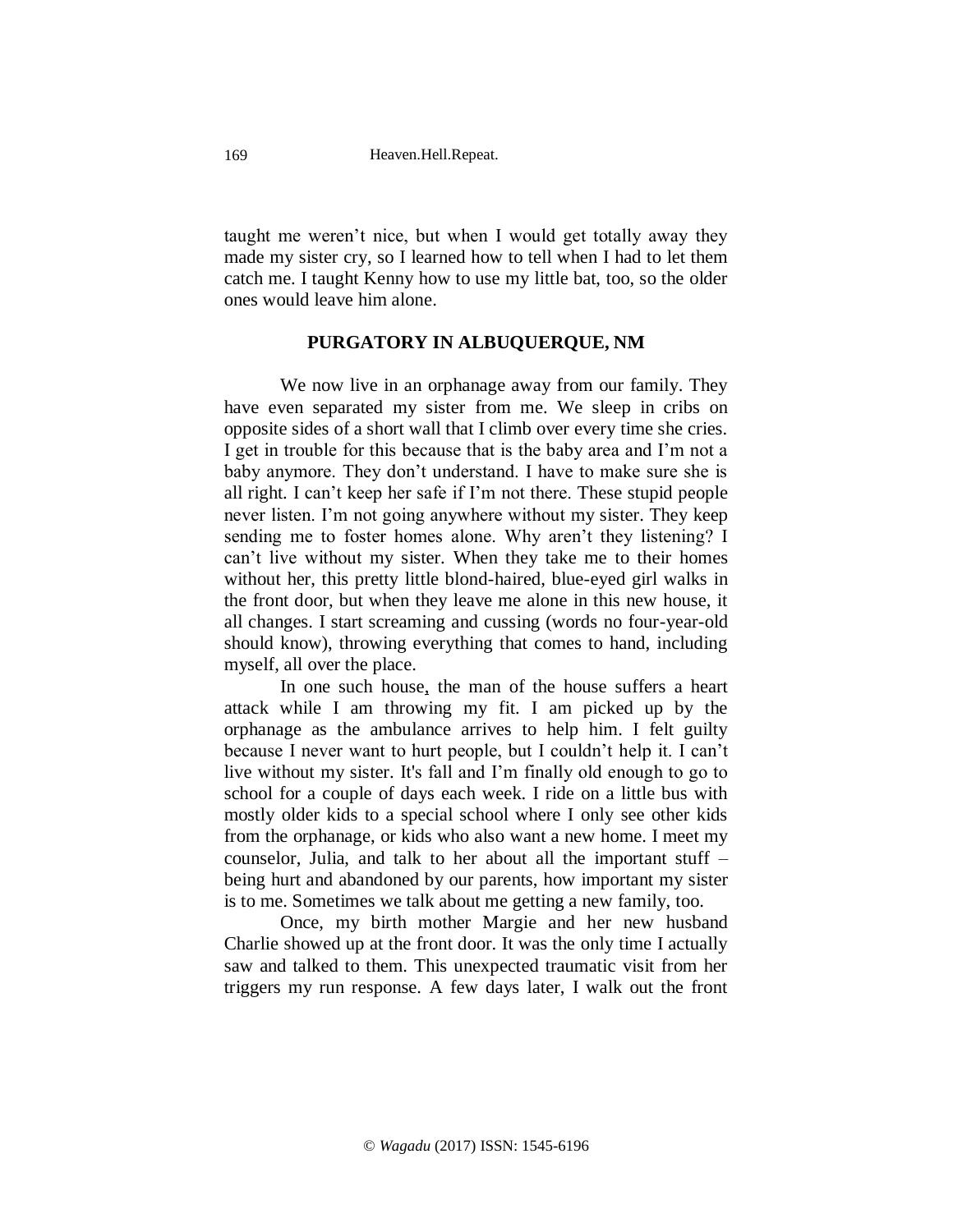taught me weren't nice, but when I would get totally away they made my sister cry, so I learned how to tell when I had to let them catch me. I taught Kenny how to use my little bat, too, so the older ones would leave him alone.

## PURGATORY IN ALBUQUERQUE, NM

We now live in an orphanage away from our family. They have even separated my sister from me. We sleep in cribs on opposite sides of a short wall that I climb over every time she cries. I get in trouble for this because that is the baby area and I'm not a baby anymore. They don't understand. I have to make sure she is all right. I can't keep her safe if I'm not there. These stupid people never listen. I'm not going anywhere without my sister. They keep sending me to foster homes alone. Why aren't they listening? I can't live without my sister. When they take me to their homes without her, this pretty little blond-haired, blue-eyed girl walks in the front door, but when they leave me alone in this new house, it all changes. I start screaming and cussing (words no four-year-old should know), throwing everything that comes to hand, including myself, all over the place.

In one such house, the man of the house suffers a heart attack while I am throwing my fit. I am picked up by the orphanage as the ambulance arrives to help him. I felt guilty because I never want to hurt people, but I couldn't help it. I can't live without my sister. It's fall and I'm finally old enough to go to school for a couple of days each week. I ride on a little bus with mostly older kids to a special school where I only see other kids from the orphanage, or kids who also want a new home. I meet my counselor, Julia, and talk to her about all the important stuff – being hurt and abandoned by our parents, how important my sister is to me. Sometimes we talk about me getting a new family, too.

Once, my birth mother Margie and her new husband Charlie showed up at the front door. It was the only time I actually saw and talked to them. This unexpected traumatic visit from her triggers my run response. A few days later, I walk out the front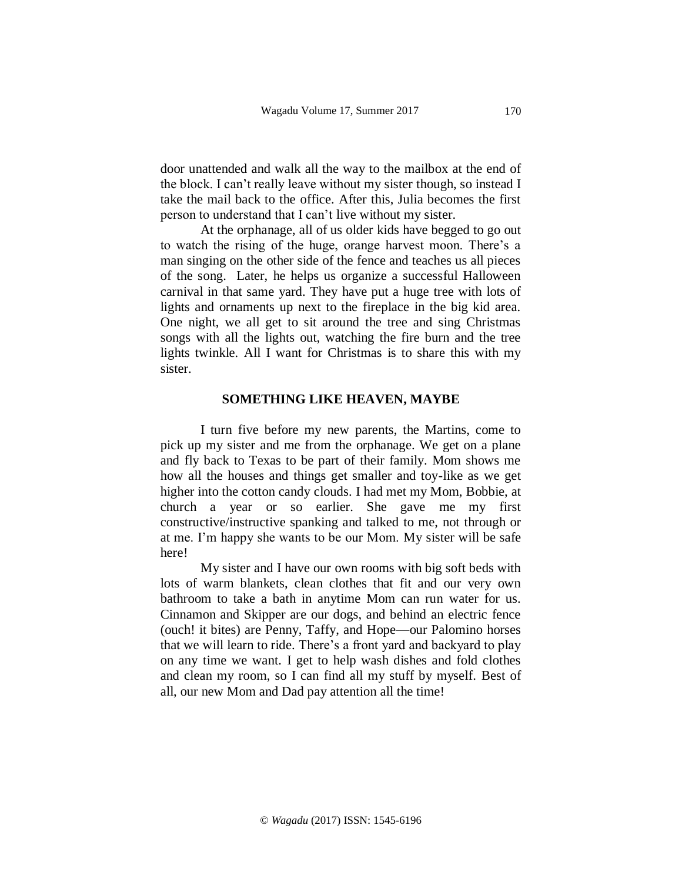door unattended and walk all the way to the mailbox at the end of the block. I can't really leave without my sister though, so instead I take the mail back to the office. After this, Julia becomes the first person to understand that I can't live without my sister.

At the orphanage, all of us older kids have begged to go out to watch the rising of the huge, orange harvest moon. There's a man singing on the other side of the fence and teaches us all pieces of the song. Later, he helps us organize a successful Halloween carnival in that same yard. They have put a huge tree with lots of lights and ornaments up next to the fireplace in the big kid area. One night, we all get to sit around the tree and sing Christmas songs with all the lights out, watching the fire burn and the tree lights twinkle. All I want for Christmas is to share this with my sister.

## SOMETHING LIKE HEAVEN, MAYBE

I turn five before my new parents, the Martins, come to pick up my sister and me from the orphanage. We get on a plane and fly back to Texas to be part of their family. Mom shows me how all the houses and things get smaller and toy-like as we get higher into the cotton candy clouds. I had met my Mom, Bobbie, at church a year or so earlier. She gave me my first constructive/instructive spanking and talked to me, not through or at me. I'm happy she wants to be our Mom. My sister will be safe here!

My sister and I have our own rooms with big soft beds with lots of warm blankets, clean clothes that fit and our very own bathroom to take a bath in anytime Mom can run water for us. Cinnamon and Skipper are our dogs, and behind an electric fence (ouch! it bites) are Penny, Taffy, and Hope—our Palomino horses that we will learn to ride. There's a front yard and backyard to play on any time we want. I get to help wash dishes and fold clothes and clean my room, so I can find all my stuff by myself. Best of all, our new Mom and Dad pay attention all the time!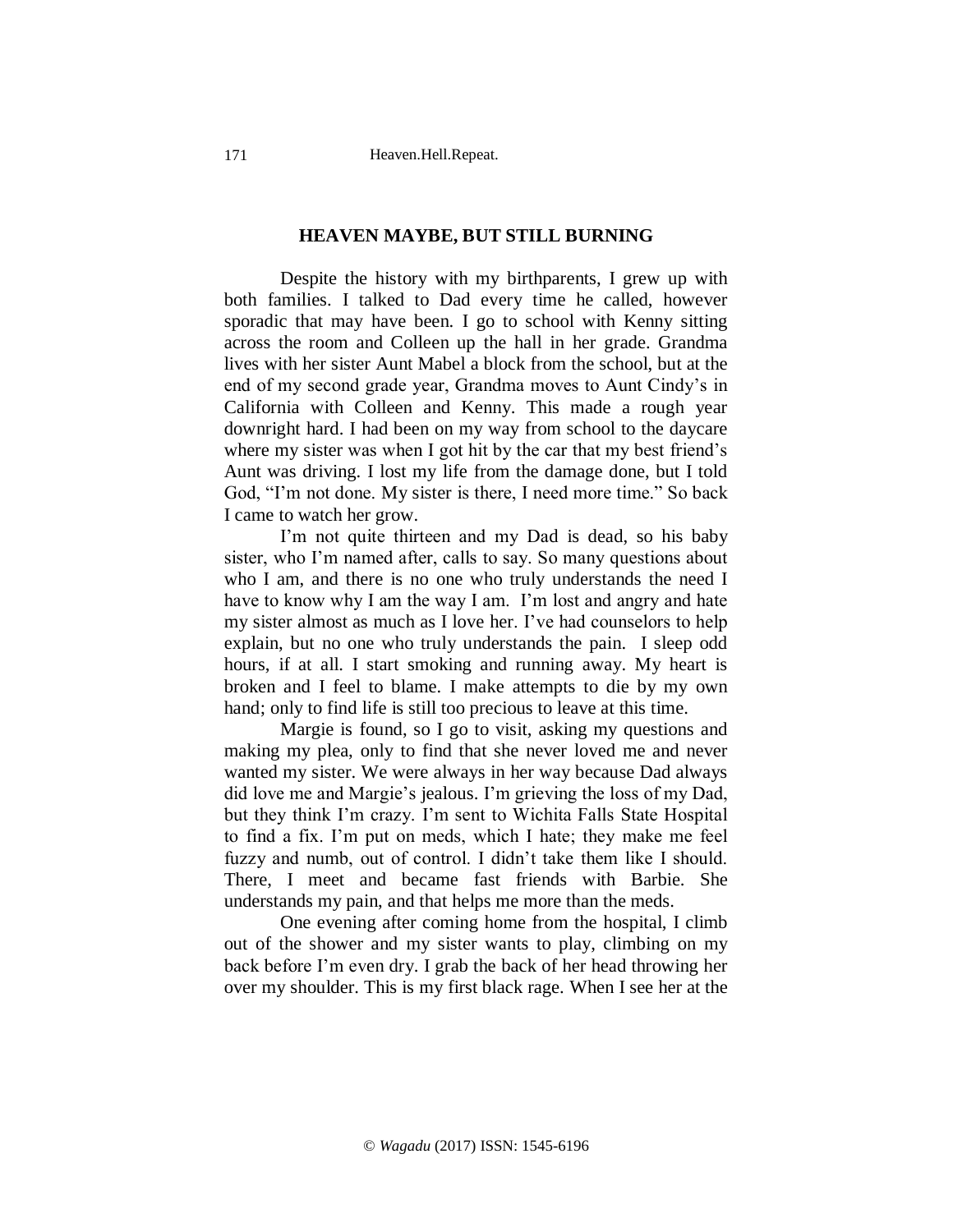## HEAVEN MAYBE, BUT STILL BURNING

Despite the history with my birthparents, I grew up with both families. I talked to Dad every time he called, however sporadic that may have been. I go to school with Kenny sitting across the room and Colleen up the hall in her grade. Grandma lives with her sister Aunt Mabel a block from the school, but at the end of my second grade year, Grandma moves to Aunt Cindy's in California with Colleen and Kenny. This made a rough year downright hard. I had been on my way from school to the daycare where my sister was when I got hit by the car that my best friend's Aunt was driving. I lost my life from the damage done, but I told God, "I'm not done. My sister is there, I need more time." So back I came to watch her grow.

I'm not quite thirteen and my Dad is dead, so his baby sister, who I'm named after, calls to say. So many questions about who I am, and there is no one who truly understands the need I have to know why I am the way I am. I'm lost and angry and hate my sister almost as much as I love her. I've had counselors to help explain, but no one who truly understands the pain. I sleep odd hours, if at all. I start smoking and running away. My heart is broken and I feel to blame. I make attempts to die by my own hand; only to find life is still too precious to leave at this time.

Margie is found, so I go to visit, asking my questions and making my plea, only to find that she never loved me and never wanted my sister. We were always in her way because Dad always did love me and Margie's jealous. I'm grieving the loss of my Dad, but they think I'm crazy. I'm sent to Wichita Falls State Hospital to find a fix. I'm put on meds, which I hate; they make me feel fuzzy and numb, out of control. I didn't take them like I should. There, I meet and became fast friends with Barbie. She understands my pain, and that helps me more than the meds.

One evening after coming home from the hospital, I climb out of the shower and my sister wants to play, climbing on my back before I'm even dry. I grab the back of her head throwing her over my shoulder. This is my first black rage. When I see her at the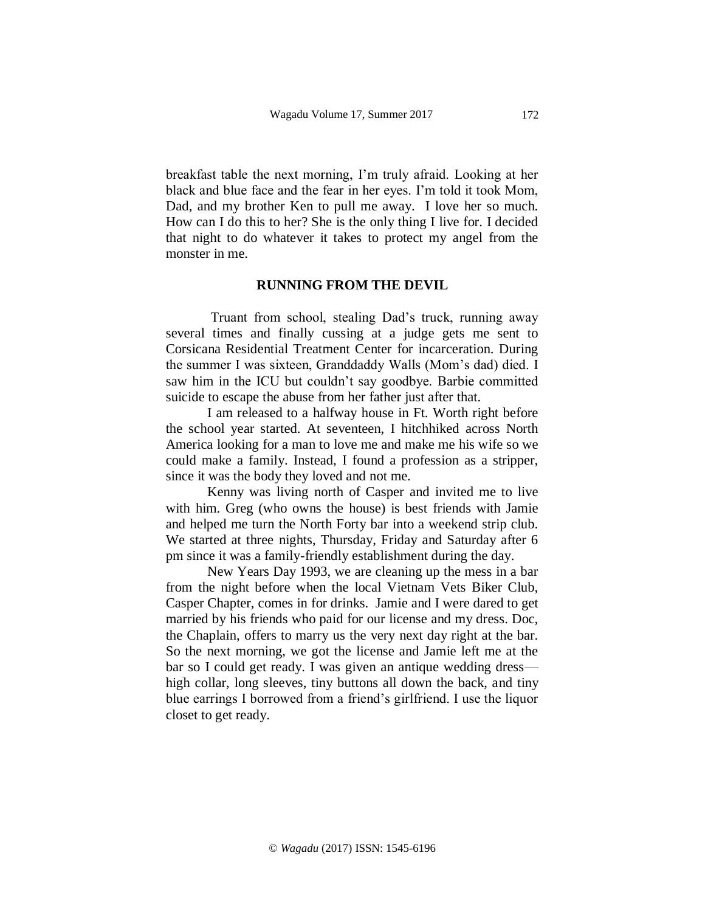breakfast table the next morning, I'm truly afraid. Looking at her black and blue face and the fear in her eyes. I'm told it took Mom, Dad, and my brother Ken to pull me away. I love her so much. How can I do this to her? She is the only thing I live for. I decided that night to do whatever it takes to protect my angel from the monster in me.

## RUNNING FROM THE DEVIL

Truant from school, stealing Dad's truck, running away several times and finally cussing at a judge gets me sent to Corsicana Residential Treatment Center for incarceration. During the summer I was sixteen, Granddaddy Walls (Mom's dad) died. I saw him in the ICU but couldn't say goodbye. Barbie committed suicide to escape the abuse from her father just after that.

I am released to a halfway house in Ft. Worth right before the school year started. At seventeen, I hitchhiked across North America looking for a man to love me and make me his wife so we could make a family. Instead, I found a profession as a stripper, since it was the body they loved and not me.

Kenny was living north of Casper and invited me to live with him. Greg (who owns the house) is best friends with Jamie and helped me turn the North Forty bar into a weekend strip club. We started at three nights, Thursday, Friday and Saturday after 6 pm since it was a family-friendly establishment during the day.

New Years Day 1993, we are cleaning up the mess in a bar from the night before when the local Vietnam Vets Biker Club, Casper Chapter, comes in for drinks. Jamie and I were dared to get married by his friends who paid for our license and my dress. Doc, the Chaplain, offers to marry us the very next day right at the bar. So the next morning, we got the license and Jamie left me at the bar so I could get ready. I was given an antique wedding dress—high collar, long sleeves, tiny buttons all down the back, and tiny blue earrings I borrowed from a friend's girlfriend. I use the liquor closet to get ready.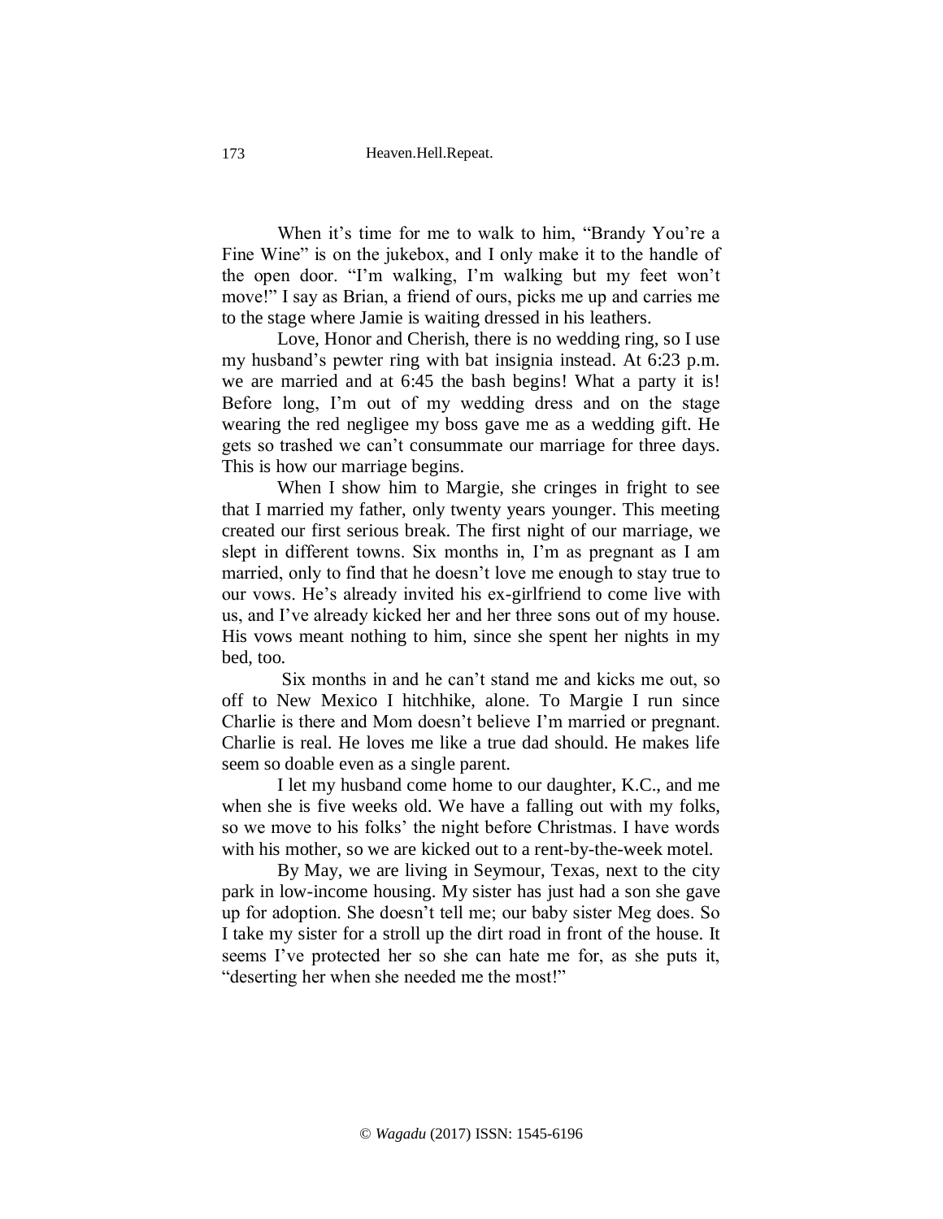When it's time for me to walk to him, "Brandy You're a Fine Wine" is on the jukebox, and I only make it to the handle of the open door. "I'm walking, I'm walking but my feet won't move!" I say as Brian, a friend of ours, picks me up and carries me to the stage where Jamie is waiting dressed in his leathers.

Love, Honor and Cherish, there is no wedding ring, so I use my husband's pewter ring with bat insignia instead. At 6:23 p.m. we are married and at 6:45 the bash begins! What a party it is! Before long, I'm out of my wedding dress and on the stage wearing the red negligee my boss gave me as a wedding gift. He gets so trashed we can't consummate our marriage for three days. This is how our marriage begins.

When I show him to Margie, she cringes in fright to see that I married my father, only twenty years younger. This meeting created our first serious break. The first night of our marriage, we slept in different towns. Six months in, I'm as pregnant as I am married, only to find that he doesn't love me enough to stay true to our vows. He's already invited his ex-girlfriend to come live with us, and I've already kicked her and her three sons out of my house. His vows meant nothing to him, since she spent her nights in my bed, too.

Six months in and he can't stand me and kicks me out, so off to New Mexico I hitchhike, alone. To Margie I run since Charlie is there and Mom doesn't believe I'm married or pregnant. Charlie is real. He loves me like a true dad should. He makes life seem so doable even as a single parent.

I let my husband come home to our daughter, K.C., and me when she is five weeks old. We have a falling out with my folks, so we move to his folks' the night before Christmas. I have words with his mother, so we are kicked out to a rent-by-the-week motel.

By May, we are living in Seymour, Texas, next to the city park in low-income housing. My sister has just had a son she gave up for adoption. She doesn't tell me; our baby sister Meg does. So I take my sister for a stroll up the dirt road in front of the house. It seems I've protected her so she can hate me for, as she puts it, "deserting her when she needed me the most!"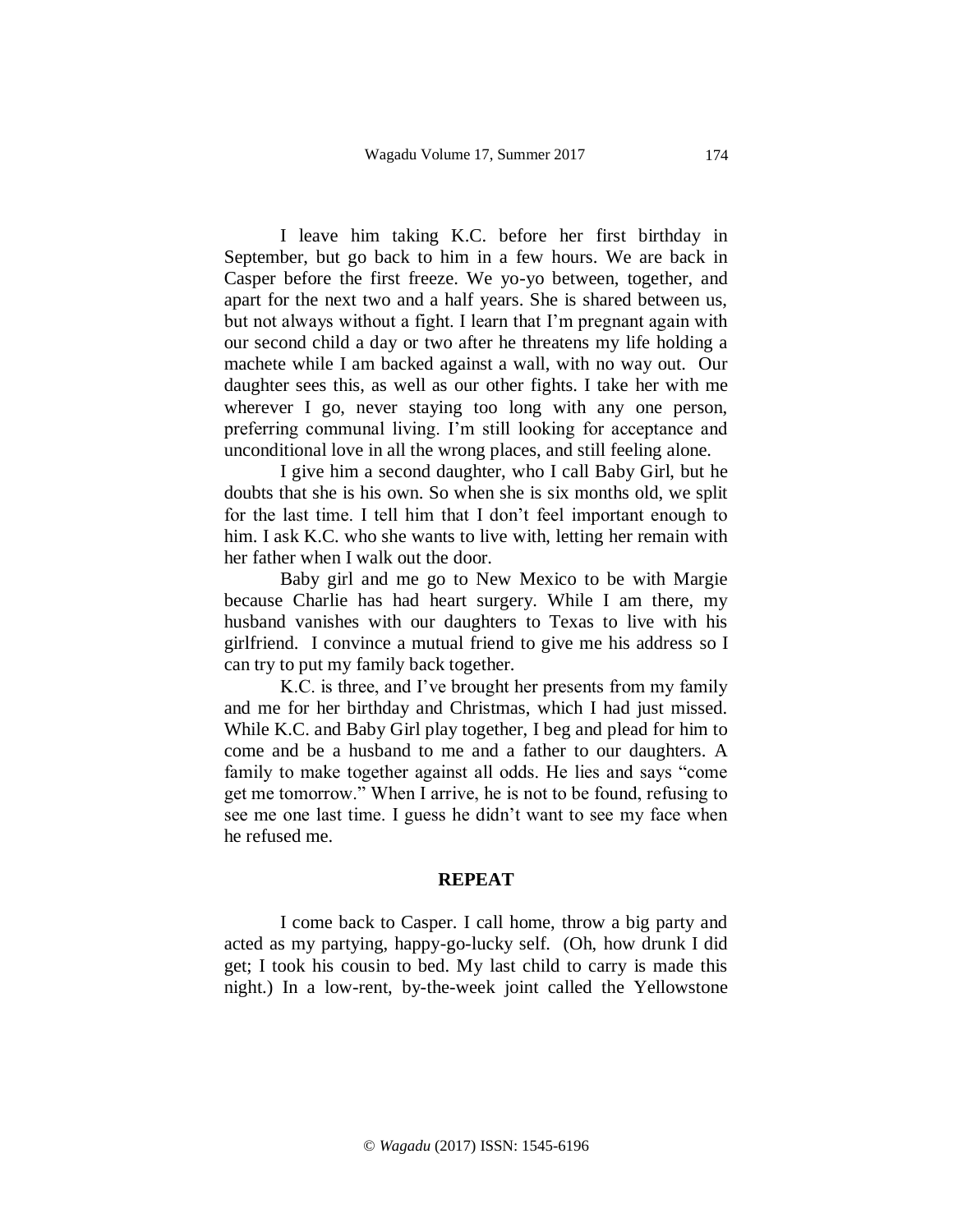I leave him taking K.C. before her first birthday in September, but go back to him in a few hours. We are back in Casper before the first freeze. We yo-yo between, together, and apart for the next two and a half years. She is shared between us, but not always without a fight. I learn that I'm pregnant again with our second child a day or two after he threatens my life holding a machete while I am backed against a wall, with no way out. Our daughter sees this, as well as our other fights. I take her with me wherever I go, never staying too long with any one person, preferring communal living. I'm still looking for acceptance and unconditional love in all the wrong places, and still feeling alone.

I give him a second daughter, who I call Baby Girl, but he doubts that she is his own. So when she is six months old, we split for the last time. I tell him that I don't feel important enough to him. I ask K.C. who she wants to live with, letting her remain with her father when I walk out the door.

Baby girl and me go to New Mexico to be with Margie because Charlie has had heart surgery. While I am there, my husband vanishes with our daughters to Texas to live with his girlfriend. I convince a mutual friend to give me his address so I can try to put my family back together.

K.C. is three, and I've brought her presents from my family and me for her birthday and Christmas, which I had just missed. While K.C. and Baby Girl play together, I beg and plead for him to come and be a husband to me and a father to our daughters. A family to make together against all odds. He lies and says "come get me tomorrow." When I arrive, he is not to be found, refusing to see me one last time. I guess he didn't want to see my face when he refused me.

## REPEAT

I come back to Casper. I call home, throw a big party and acted as my partying, happy-go-lucky self. (Oh, how drunk I did get; I took his cousin to bed. My last child to carry is made this night.) In a low-rent, by-the-week joint called the Yellowstone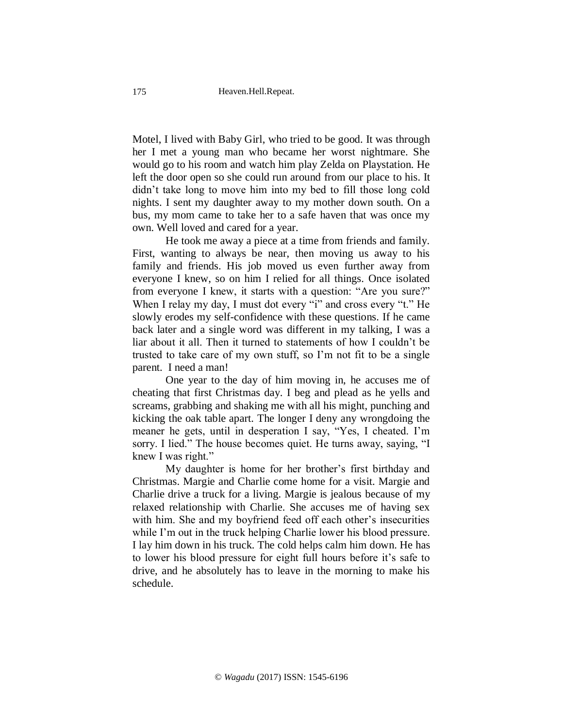Motel, I lived with Baby Girl, who tried to be good. It was through her I met a young man who became her worst nightmare. She would go to his room and watch him play Zelda on Playstation. He left the door open so she could run around from our place to his. It didn't take long to move him into my bed to fill those long cold nights. I sent my daughter away to my mother down south. On a bus, my mom came to take her to a safe haven that was once my own. Well loved and cared for a year.

He took me away a piece at a time from friends and family. First, wanting to always be near, then moving us away to his family and friends. His job moved us even further away from everyone I knew, so on him I relied for all things. Once isolated from everyone I knew, it starts with a question: "Are you sure?" When I relay my day, I must dot every "i" and cross every "t." He slowly erodes my self-confidence with these questions. If he came back later and a single word was different in my talking, I was a liar about it all. Then it turned to statements of how I couldn't be trusted to take care of my own stuff, so I'm not fit to be a single parent. I need a man!

One year to the day of him moving in, he accuses me of cheating that first Christmas day. I beg and plead as he yells and screams, grabbing and shaking me with all his might, punching and kicking the oak table apart. The longer I deny any wrongdoing the meaner he gets, until in desperation I say, "Yes, I cheated. I'm sorry. I lied." The house becomes quiet. He turns away, saying, "I knew I was right."

My daughter is home for her brother's first birthday and Christmas. Margie and Charlie come home for a visit. Margie and Charlie drive a truck for a living. Margie is jealous because of my relaxed relationship with Charlie. She accuses me of having sex with him. She and my boyfriend feed off each other's insecurities while I'm out in the truck helping Charlie lower his blood pressure. I lay him down in his truck. The cold helps calm him down. He has to lower his blood pressure for eight full hours before it's safe to drive, and he absolutely has to leave in the morning to make his schedule.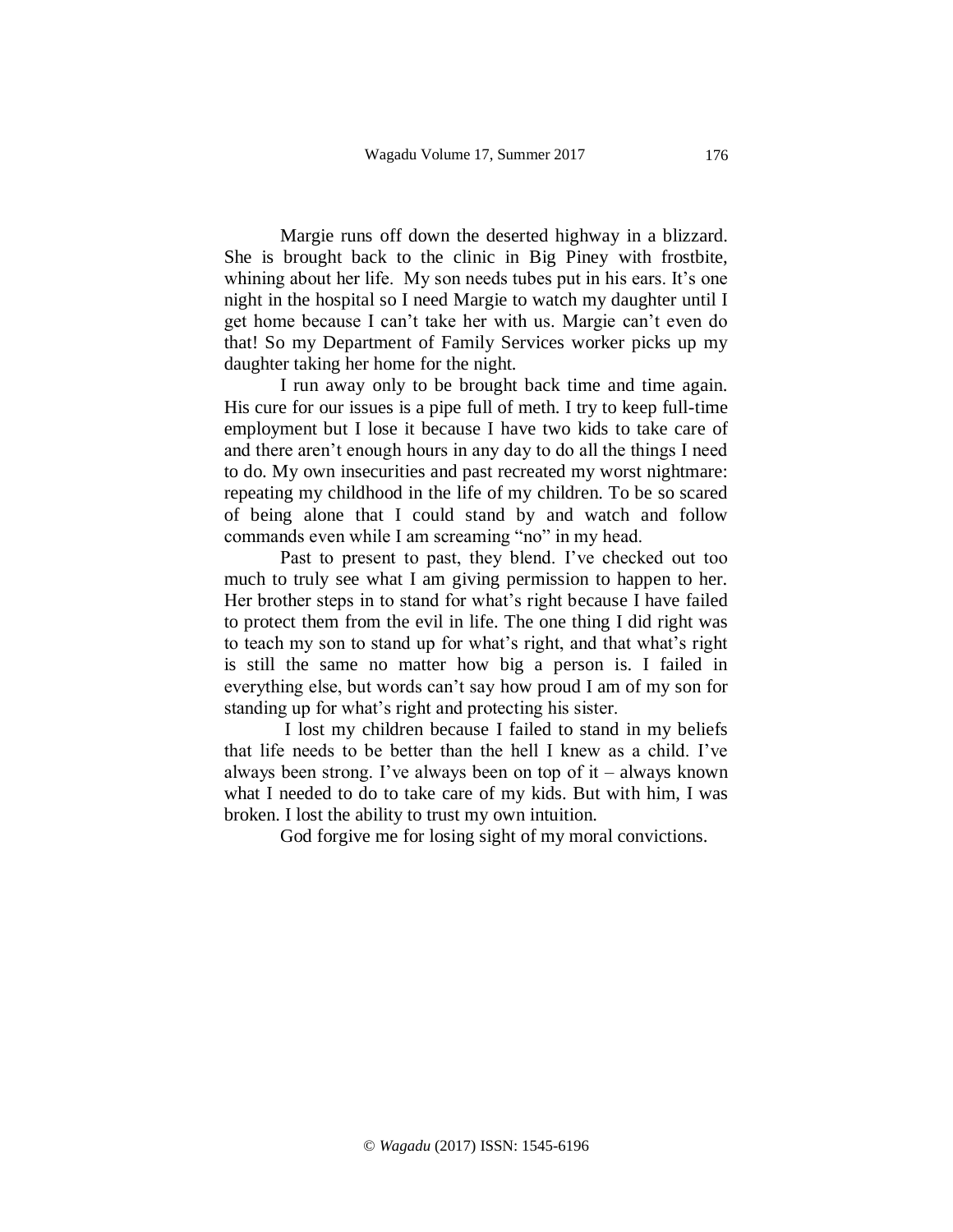Margie runs off down the deserted highway in a blizzard. She is brought back to the clinic in Big Piney with frostbite, whining about her life. My son needs tubes put in his ears. It's one night in the hospital so I need Margie to watch my daughter until I get home because I can't take her with us. Margie can't even do that! So my Department of Family Services worker picks up my daughter taking her home for the night.

I run away only to be brought back time and time again. His cure for our issues is a pipe full of meth. I try to keep full-time employment but I lose it because I have two kids to take care of and there aren't enough hours in any day to do all the things I need to do. My own insecurities and past recreated my worst nightmare: repeating my childhood in the life of my children. To be so scared of being alone that I could stand by and watch and follow commands even while I am screaming "no" in my head.

Past to present to past, they blend. I've checked out too much to truly see what I am giving permission to happen to her. Her brother steps in to stand for what's right because I have failed to protect them from the evil in life. The one thing I did right was to teach my son to stand up for what's right, and that what's right is still the same no matter how big a person is. I failed in everything else, but words can't say how proud I am of my son for standing up for what's right and protecting his sister.

I lost my children because I failed to stand in my beliefs that life needs to be better than the hell I knew as a child. I've always been strong. I've always been on top of it – always known what I needed to do to take care of my kids. But with him, I was broken. I lost the ability to trust my own intuition.

God forgive me for losing sight of my moral convictions.